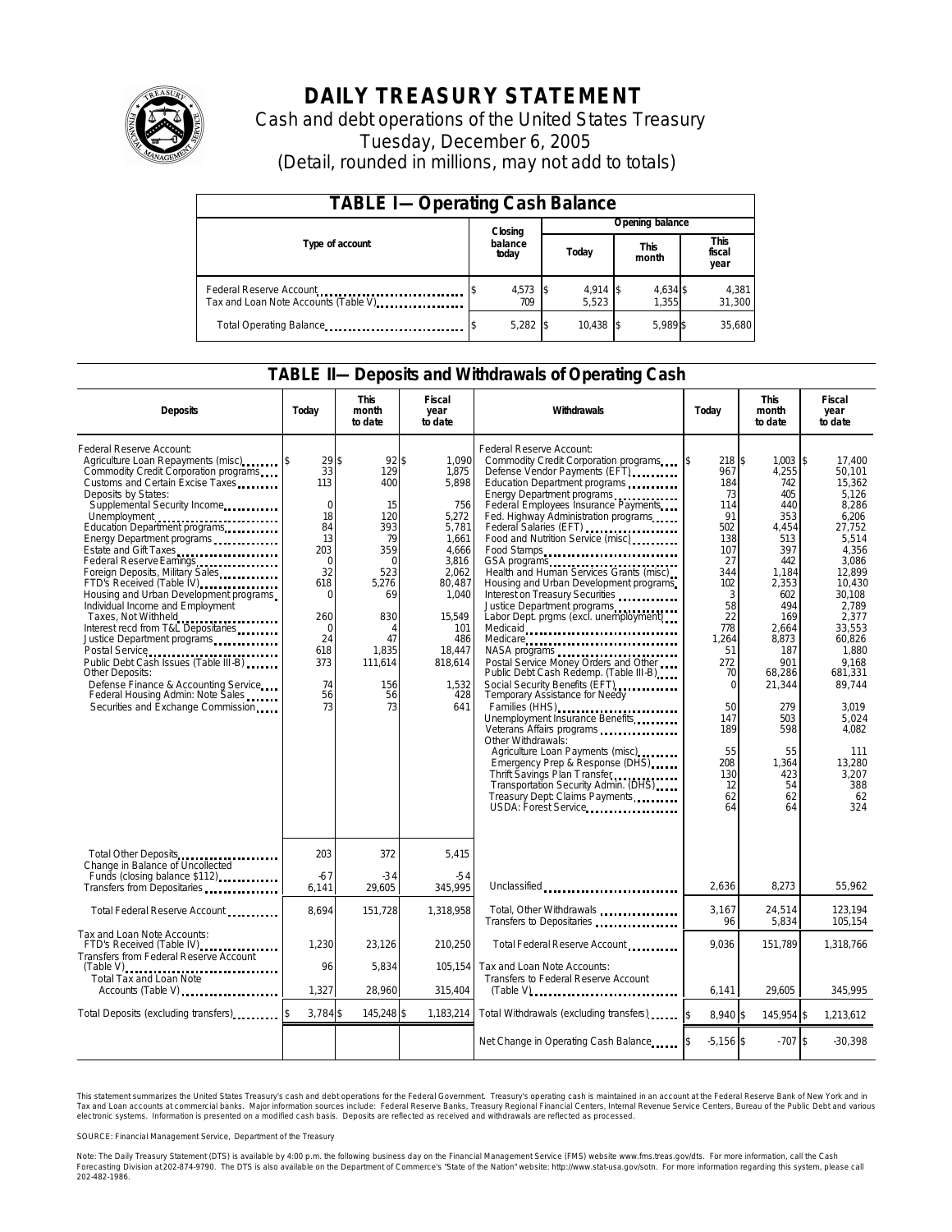# DAILY TREASURY STATEMENT

Cash and debt operations of the United States Treasury

Tuesday, December 6, 2005

(Detail, rounded in millions, may not add to totals)

## TABLE I—Operating Cash Balance

| Type of account | Closing balance today | Opening balance Today | Opening balance This month | Opening balance This fiscal year |
|---|---|---|---|---|
| Federal Reserve Account | $ 4,573 | $ 4,914 | $ 4,634 | $ 4,381 |
| Tax and Loan Note Accounts (Table V) | 709 | 5,523 | 1,355 | 31,300 |
| Total Operating Balance | $ 5,282 | $ 10,438 | $ 5,989 | $ 35,680 |

## TABLE II—Deposits and Withdrawals of Operating Cash

| Deposits | Today | This month to date | Fiscal year to date | Withdrawals | Today | This month to date | Fiscal year to date |
|---|---|---|---|---|---|---|---|
| Federal Reserve Account: | | | | Federal Reserve Account: | | | |
| Agriculture Loan Repayments (misc) | $ 29 | $ 92 | $ 1,090 | Commodity Credit Corporation programs | $ 218 | $ 1,003 | $ 17,400 |
| Commodity Credit Corporation programs | 33 | 129 | 1,875 | Defense Vendor Payments (EFT) | 967 | 4,255 | 50,101 |
| Customs and Certain Excise Taxes | 113 | 400 | 5,898 | Education Department programs | 184 | 742 | 15,362 |
| Deposits by States: | | | | Energy Department programs | 73 | 405 | 5,126 |
| Supplemental Security Income | 0 | 15 | 756 | Federal Employees Insurance Payments | 114 | 440 | 8,286 |
| Unemployment | 18 | 120 | 5,272 | Fed. Highway Administration programs | 91 | 353 | 6,206 |
| Education Department programs | 84 | 393 | 5,781 | Federal Salaries (EFT) | 502 | 4,454 | 27,752 |
| Energy Department programs | 13 | 79 | 1,661 | Food and Nutrition Service (misc) | 138 | 513 | 5,514 |
| Estate and Gift Taxes | 203 | 359 | 4,666 | Food Stamps | 107 | 397 | 4,356 |
| Federal Reserve Earnings | 0 | 0 | 3,816 | GSA programs | 27 | 442 | 3,086 |
| Foreign Deposits, Military Sales | 32 | 523 | 2,062 | Health and Human Services Grants (misc) | 344 | 1,184 | 12,899 |
| FTD's Received (Table IV) | 618 | 5,276 | 80,487 | Housing and Urban Development programs | 102 | 2,353 | 10,430 |
| Housing and Urban Development programs | 0 | 69 | 1,040 | Interest on Treasury Securities | 3 | 602 | 30,108 |
| Individual Income and Employment Taxes, Not Withheld | 260 | 830 | 15,549 | Justice Department programs | 58 | 494 | 2,789 |
| Interest recd from T&L Depositaries | 0 | 4 | 101 | Labor Dept. prgms (excl. unemployment) | 22 | 169 | 2,377 |
| Justice Department programs | 24 | 47 | 486 | Medicaid | 778 | 2,664 | 33,553 |
| Postal Service | 618 | 1,835 | 18,447 | Medicare | 1,264 | 8,873 | 60,826 |
| Public Debt Cash Issues (Table III-B) | 373 | 111,614 | 818,614 | NASA programs | 51 | 187 | 1,880 |
| Other Deposits: | | | | Postal Service Money Orders and Other | 272 | 901 | 9,168 |
| Defense Finance & Accounting Service | 74 | 156 | 1,532 | Public Debt Cash Redemp. (Table III-B) | 70 | 68,286 | 681,331 |
| Federal Housing Admin: Note Sales | 56 | 56 | 428 | Social Security Benefits (EFT) | 0 | 21,344 | 89,744 |
| Securities and Exchange Commission | 73 | 73 | 641 | Temporary Assistance for Needy Families (HHS) | 50 | 279 | 3,019 |
| | | | | Unemployment Insurance Benefits | 147 | 503 | 5,024 |
| | | | | Veterans Affairs programs | 189 | 598 | 4,082 |
| | | | | Other Withdrawals: | | | |
| | | | | Agriculture Loan Payments (misc) | 55 | 55 | 111 |
| | | | | Emergency Prep & Response (DHS) | 208 | 1,364 | 13,280 |
| | | | | Thrift Savings Plan Transfer | 130 | 423 | 3,207 |
| | | | | Transportation Security Admin. (DHS) | 12 | 54 | 388 |
| | | | | Treasury Dept: Claims Payments | 62 | 62 | 62 |
| | | | | USDA: Forest Service | 64 | 64 | 324 |
| Total Other Deposits | 203 | 372 | 5,415 | | | | |
| Change in Balance of Uncollected Funds (closing balance $112) | -67 | -34 | -54 | | | | |
| Transfers from Depositaries | 6,141 | 29,605 | 345,995 | Unclassified | 2,636 | 8,273 | 55,962 |
| Total Federal Reserve Account | 8,694 | 151,728 | 1,318,958 | Total, Other Withdrawals | 3,167 | 24,514 | 123,194 |
| | | | | Transfers to Depositaries | 96 | 5,834 | 105,154 |
| Tax and Loan Note Accounts: | | | | | | | |
| FTD's Received (Table IV) | 1,230 | 23,126 | 210,250 | Total Federal Reserve Account | 9,036 | 151,789 | 1,318,766 |
| Transfers from Federal Reserve Account (Table V) | 96 | 5,834 | 105,154 | Tax and Loan Note Accounts: | | | |
| Total Tax and Loan Note Accounts (Table V) | 1,327 | 28,960 | 315,404 | Transfers to Federal Reserve Account (Table V) | 6,141 | 29,605 | 345,995 |
| Total Deposits (excluding transfers) | $ 3,784 | $ 145,248 | $ 1,183,214 | Total Withdrawals (excluding transfers) | $ 8,940 | $ 145,954 | $ 1,213,612 |
| | | | | Net Change in Operating Cash Balance | $ -5,156 | $ -707 | $ -30,398 |

This statement summarizes the United States Treasury's cash and debt operations for the Federal Government. Treasury's operating cash is maintained in an account at the Federal Reserve Bank of New York and in Tax and Loan accounts at commercial banks. Major information sources include: Federal Reserve Banks, Treasury Regional Financial Centers, Internal Revenue Service Centers, Bureau of the Public Debt and various electronic systems. Information is presented on a modified cash basis. Deposits are reflected as received and withdrawals are reflected as processed.

SOURCE: Financial Management Service, Department of the Treasury

Note: The Daily Treasury Statement (DTS) is available by 4:00 p.m. the following business day on the Financial Management Service (FMS) website www.fms.treas.gov/dts. For more information, call the Cash Forecasting Division at 202-874-9790. The DTS is also available on the Department of Commerce's "State of the Nation" website: http://www.stat-usa.gov/sotn. For more information regarding this system, please call 202-482-1986.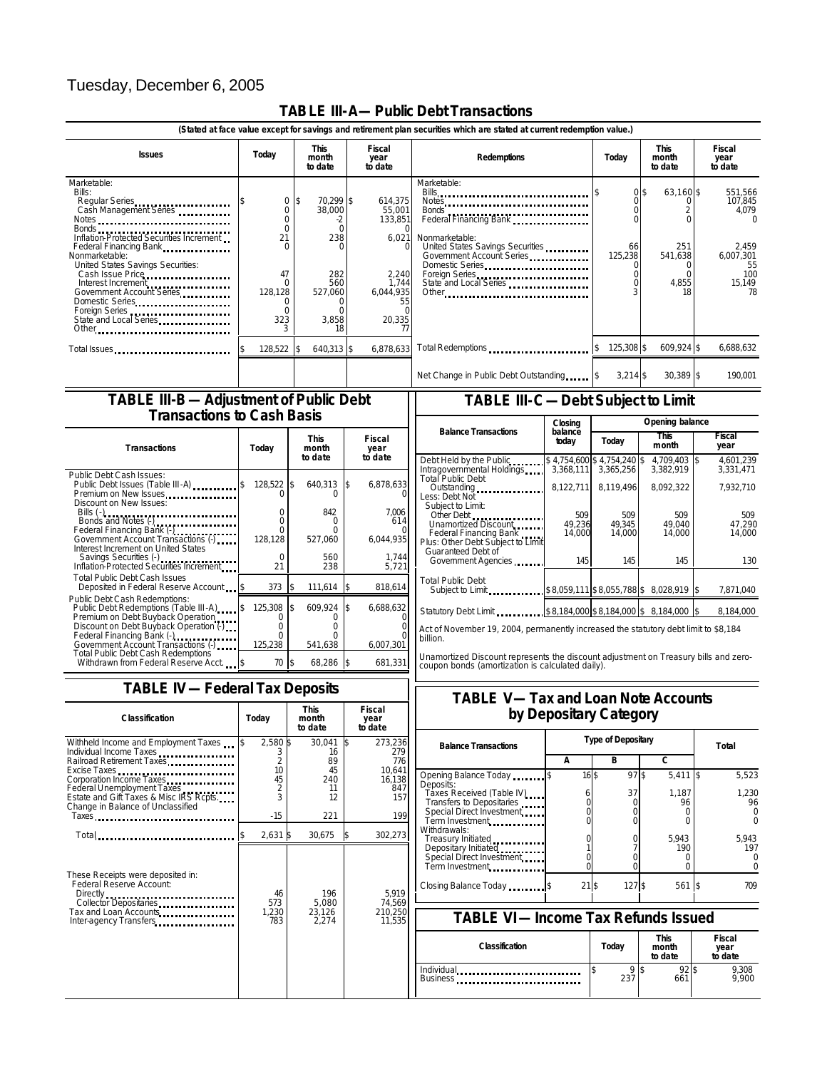Tuesday, December 6, 2005

## TABLE III-A — Public Debt Transactions

(Stated at face value except for savings and retirement plan securities which are stated at current redemption value.)

| Issues | Today | This month to date | Fiscal year to date |
|---|---|---|---|
| Marketable: | | | |
| Bills: | | | |
| Regular Series | $ 0 | $ 70,299 | $ 614,375 |
| Cash Management Series | 0 | 38,000 | 55,001 |
| Notes | 0 | -2 | 133,851 |
| Bonds | 0 | 0 | 0 |
| Inflation-Protected Securities Increment | 21 | 238 | 6,021 |
| Federal Financing Bank | 0 | 0 | 0 |
| Nonmarketable: | | | |
| United States Savings Securities: | | | |
| Cash Issue Price | 47 | 282 | 2,240 |
| Interest Increment | 0 | 560 | 1,744 |
| Government Account Series | 128,128 | 527,060 | 6,044,935 |
| Domestic Series | 0 | 0 | 55 |
| Foreign Series | 0 | 0 | 0 |
| State and Local Series | 323 | 3,858 | 20,335 |
| Other | 3 | 18 | 77 |
| Total Issues | $ 128,522 | $ 640,313 | $ 6,878,633 |

| Redemptions | Today | This month to date | Fiscal year to date |
|---|---|---|---|
| Marketable: | | | |
| Bills | $ 0 | $ 63,160 | $ 551,566 |
| Notes | 0 | 0 | 107,845 |
| Bonds | 0 | 2 | 4,079 |
| Federal Financing Bank | 0 | 0 | 0 |
| Nonmarketable: | | | |
| United States Savings Securities | 66 | 251 | 2,459 |
| Government Account Series | 125,238 | 541,638 | 6,007,301 |
| Domestic Series | 0 | 0 | 55 |
| Foreign Series | 0 | 0 | 100 |
| State and Local Series | 0 | 4,855 | 15,149 |
| Other | 3 | 18 | 78 |
| Total Redemptions | $ 125,308 | $ 609,924 | $ 6,688,632 |
| Net Change in Public Debt Outstanding | $ 3,214 | $ 30,389 | $ 190,001 |

## TABLE III-B — Adjustment of Public Debt Transactions to Cash Basis

| Transactions | Today | This month to date | Fiscal year to date |
|---|---|---|---|
| Public Debt Cash Issues: | | | |
| Public Debt Issues (Table III-A) | $ 128,522 | $ 640,313 | $ 6,878,633 |
| Premium on New Issues | 0 | 0 | 0 |
| Discount on New Issues: | | | |
| Bills (-) | 0 | 842 | 7,006 |
| Bonds and Notes (-) | 0 | 0 | 614 |
| Federal Financing Bank (-) | 0 | 0 | 0 |
| Government Account Transactions (-) | 128,128 | 527,060 | 6,044,935 |
| Interest Increment on United States Savings Securities (-) | 0 | 560 | 1,744 |
| Inflation-Protected Securities Increment | 21 | 238 | 5,721 |
| Total Public Debt Cash Issues Deposited in Federal Reserve Account | $ 373 | $ 111,614 | $ 818,614 |
| Public Debt Cash Redemptions: | | | |
| Public Debt Redemptions (Table III-A) | $ 125,308 | $ 609,924 | $ 6,688,632 |
| Premium on Debt Buyback Operation | 0 | 0 | 0 |
| Discount on Debt Buyback Operation (-) | 0 | 0 | 0 |
| Federal Financing Bank (-) | 0 | 0 | 0 |
| Government Account Transactions (-) | 125,238 | 541,638 | 6,007,301 |
| Total Public Debt Cash Redemptions Withdrawn from Federal Reserve Acct. | $ 70 | $ 68,286 | $ 681,331 |

## TABLE III-C — Debt Subject to Limit

| Balance Transactions | Closing balance today | Opening balance Today | Opening balance This month | Opening balance Fiscal year |
|---|---|---|---|---|
| Debt Held by the Public | $ 4,754,600 | $ 4,754,240 | $ 4,709,403 | $ 4,601,239 |
| Intragovernmental Holdings | 3,368,111 | 3,365,256 | 3,382,919 | 3,331,471 |
| Total Public Debt Outstanding | 8,122,711 | 8,119,496 | 8,092,322 | 7,932,710 |
| Less: Debt Not Subject to Limit: | | | | |
| Other Debt | 509 | 509 | 509 | 509 |
| Unamortized Discount | 49,236 | 49,345 | 49,040 | 47,290 |
| Federal Financing Bank | 14,000 | 14,000 | 14,000 | 14,000 |
| Plus: Other Debt Subject to Limit | | | | |
| Guaranteed Debt of Government Agencies | 145 | 145 | 145 | 130 |
| Total Public Debt Subject to Limit | $ 8,059,111 | $ 8,055,788 | $ 8,028,919 | $ 7,871,040 |
| Statutory Debt Limit | $ 8,184,000 | $ 8,184,000 | $ 8,184,000 | $ 8,184,000 |

Act of November 19, 2004, permanently increased the statutory debt limit to $8,184 billion.

Unamortized Discount represents the discount adjustment on Treasury bills and zero-coupon bonds (amortization is calculated daily).

## TABLE IV — Federal Tax Deposits

| Classification | Today | This month to date | Fiscal year to date |
|---|---|---|---|
| Withheld Income and Employment Taxes | $ 2,580 | $ 30,041 | $ 273,236 |
| Individual Income Taxes | 3 | 16 | 279 |
| Railroad Retirement Taxes | 2 | 89 | 776 |
| Excise Taxes | 10 | 45 | 10,641 |
| Corporation Income Taxes | 45 | 240 | 16,138 |
| Federal Unemployment Taxes | 2 | 11 | 847 |
| Estate and Gift Taxes & Misc IRS Rcpts. | 3 | 12 | 157 |
| Change in Balance of Unclassified Taxes | -15 | 221 | 199 |
| Total | $ 2,631 | $ 30,675 | $ 302,273 |
| These Receipts were deposited in: | | | |
| Federal Reserve Account: | | | |
| Directly | 46 | 196 | 5,919 |
| Collector Depositaries | 573 | 5,080 | 74,569 |
| Tax and Loan Accounts | 1,230 | 23,126 | 210,250 |
| Inter-agency Transfers | 783 | 2,274 | 11,535 |

## TABLE V — Tax and Loan Note Accounts by Depositary Category

| Balance Transactions | Type of Depositary A | B | C | Total |
|---|---|---|---|---|
| Opening Balance Today | $ 16 | $ 97 | $ 5,411 | $ 5,523 |
| Deposits: | | | | |
| Taxes Received (Table IV) | 6 | 37 | 1,187 | 1,230 |
| Transfers to Depositaries | 0 | 0 | 96 | 96 |
| Special Direct Investment | 0 | 0 | 0 | 0 |
| Term Investment | 0 | 0 | 0 | 0 |
| Withdrawals: | | | | |
| Treasury Initiated | 0 | 0 | 5,943 | 5,943 |
| Depositary Initiated | 1 | 7 | 190 | 197 |
| Special Direct Investment | 0 | 0 | 0 | 0 |
| Term Investment | 0 | 0 | 0 | 0 |
| Closing Balance Today | $ 21 | $ 127 | $ 561 | $ 709 |

## TABLE VI — Income Tax Refunds Issued

| Classification | Today | This month to date | Fiscal year to date |
|---|---|---|---|
| Individual | $ 9 | $ 92 | $ 9,308 |
| Business | 237 | 661 | 9,900 |